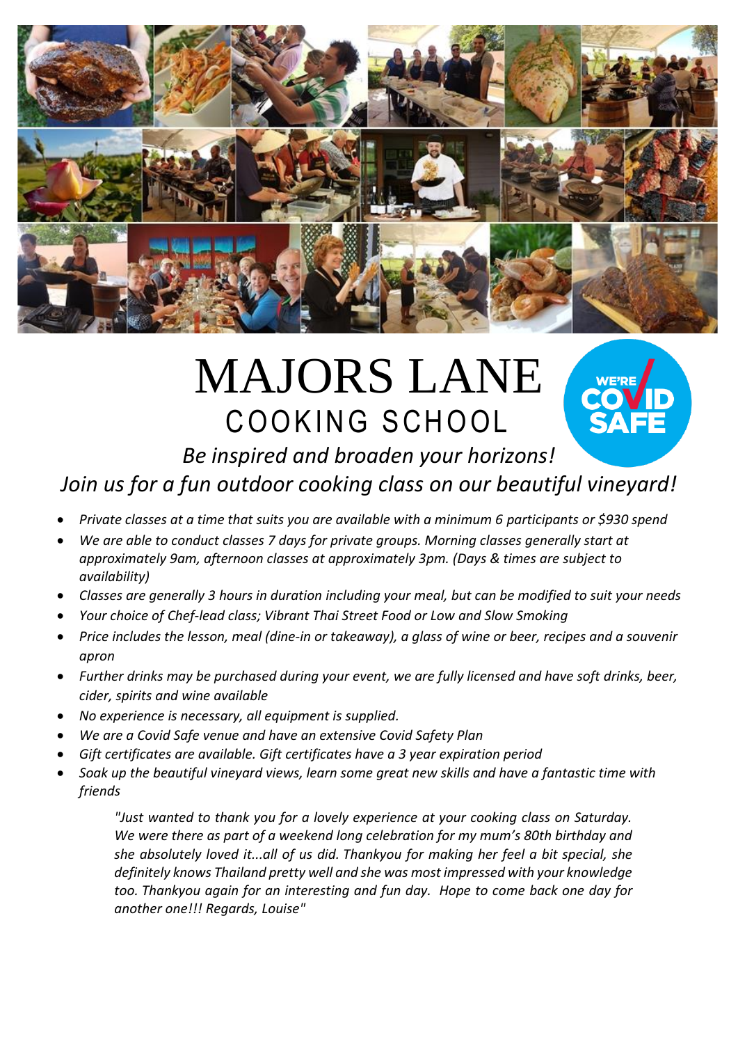# MAJORS LANE

## COOKING SCHOOL

WE'RE COVID SAFE

*Be inspired and broaden your horizons!*

*Join us for a fun outdoor cooking class on our beautiful vineyard!*

- *Private classes at a time that suits you are available with a minimum 6 participants or $930 spend*
- *We are able to conduct classes 7 days for private groups. Morning classes generally start at approximately 9am, afternoon classes at approximately 3pm. (Days & times are subject to availability)*
- *Classes are generally 3 hours in duration including your meal, but can be modified to suit your needs*
- *Your choice of Chef-lead class; Vibrant Thai Street Food or Low and Slow Smoking*
- *Price includes the lesson, meal (dine-in or takeaway), a glass of wine or beer, recipes and a souvenir apron*
- *Further drinks may be purchased during your event, we are fully licensed and have soft drinks, beer, cider, spirits and wine available*
- *No experience is necessary, all equipment is supplied.*
- *We are a Covid Safe venue and have an extensive Covid Safety Plan*
- *Gift certificates are available. Gift certificates have a 3 year expiration period*
- *Soak up the beautiful vineyard views, learn some great new skills and have a fantastic time with friends*

> *"Just wanted to thank you for a lovely experience at your cooking class on Saturday. We were there as part of a weekend long celebration for my mum's 80th birthday and she absolutely loved it...all of us did. Thankyou for making her feel a bit special, she definitely knows Thailand pretty well and she was most impressed with your knowledge too. Thankyou again for an interesting and fun day. Hope to come back one day for another one!!! Regards, Louise"*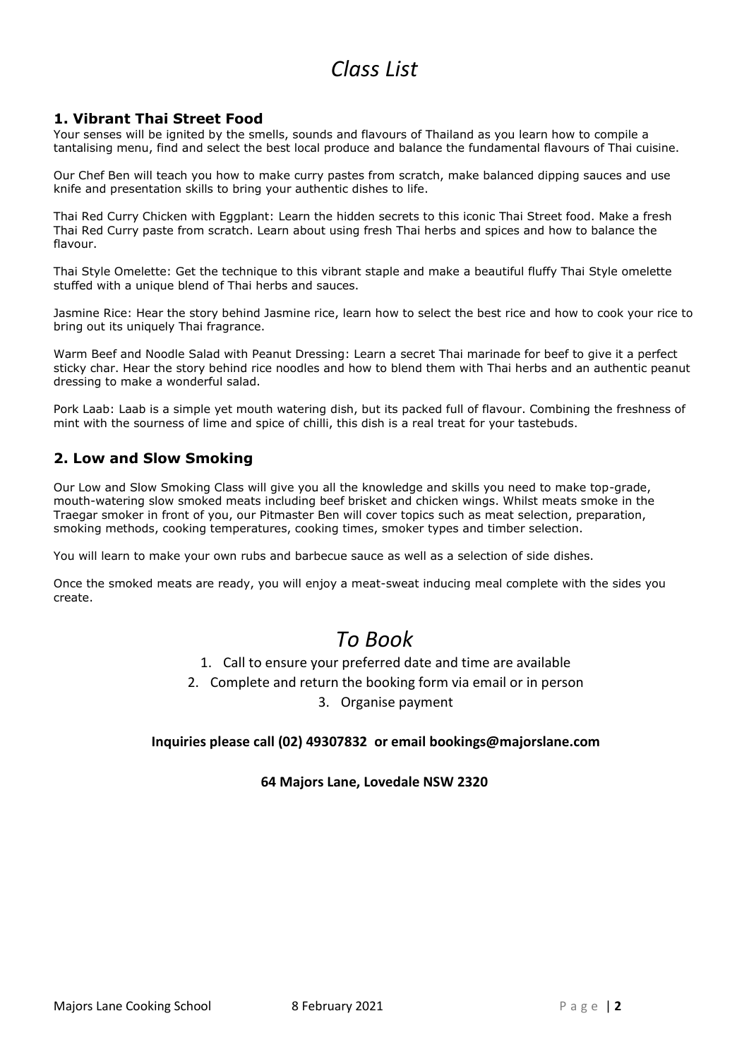# *Class List*

## 1. Vibrant Thai Street Food

Your senses will be ignited by the smells, sounds and flavours of Thailand as you learn how to compile a tantalising menu, find and select the best local produce and balance the fundamental flavours of Thai cuisine.

Our Chef Ben will teach you how to make curry pastes from scratch, make balanced dipping sauces and use knife and presentation skills to bring your authentic dishes to life.

Thai Red Curry Chicken with Eggplant: Learn the hidden secrets to this iconic Thai Street food. Make a fresh Thai Red Curry paste from scratch. Learn about using fresh Thai herbs and spices and how to balance the flavour.

Thai Style Omelette: Get the technique to this vibrant staple and make a beautiful fluffy Thai Style omelette stuffed with a unique blend of Thai herbs and sauces.

Jasmine Rice: Hear the story behind Jasmine rice, learn how to select the best rice and how to cook your rice to bring out its uniquely Thai fragrance.

Warm Beef and Noodle Salad with Peanut Dressing: Learn a secret Thai marinade for beef to give it a perfect sticky char. Hear the story behind rice noodles and how to blend them with Thai herbs and an authentic peanut dressing to make a wonderful salad.

Pork Laab: Laab is a simple yet mouth watering dish, but its packed full of flavour. Combining the freshness of mint with the sourness of lime and spice of chilli, this dish is a real treat for your tastebuds.

## 2. Low and Slow Smoking

Our Low and Slow Smoking Class will give you all the knowledge and skills you need to make top-grade, mouth-watering slow smoked meats including beef brisket and chicken wings. Whilst meats smoke in the Traegar smoker in front of you, our Pitmaster Ben will cover topics such as meat selection, preparation, smoking methods, cooking temperatures, cooking times, smoker types and timber selection.

You will learn to make your own rubs and barbecue sauce as well as a selection of side dishes.

Once the smoked meats are ready, you will enjoy a meat-sweat inducing meal complete with the sides you create.

# *To Book*

1. Call to ensure your preferred date and time are available
2. Complete and return the booking form via email or in person
3. Organise payment

**Inquiries please call (02) 49307832 or email bookings@majorslane.com**

**64 Majors Lane, Lovedale NSW 2320**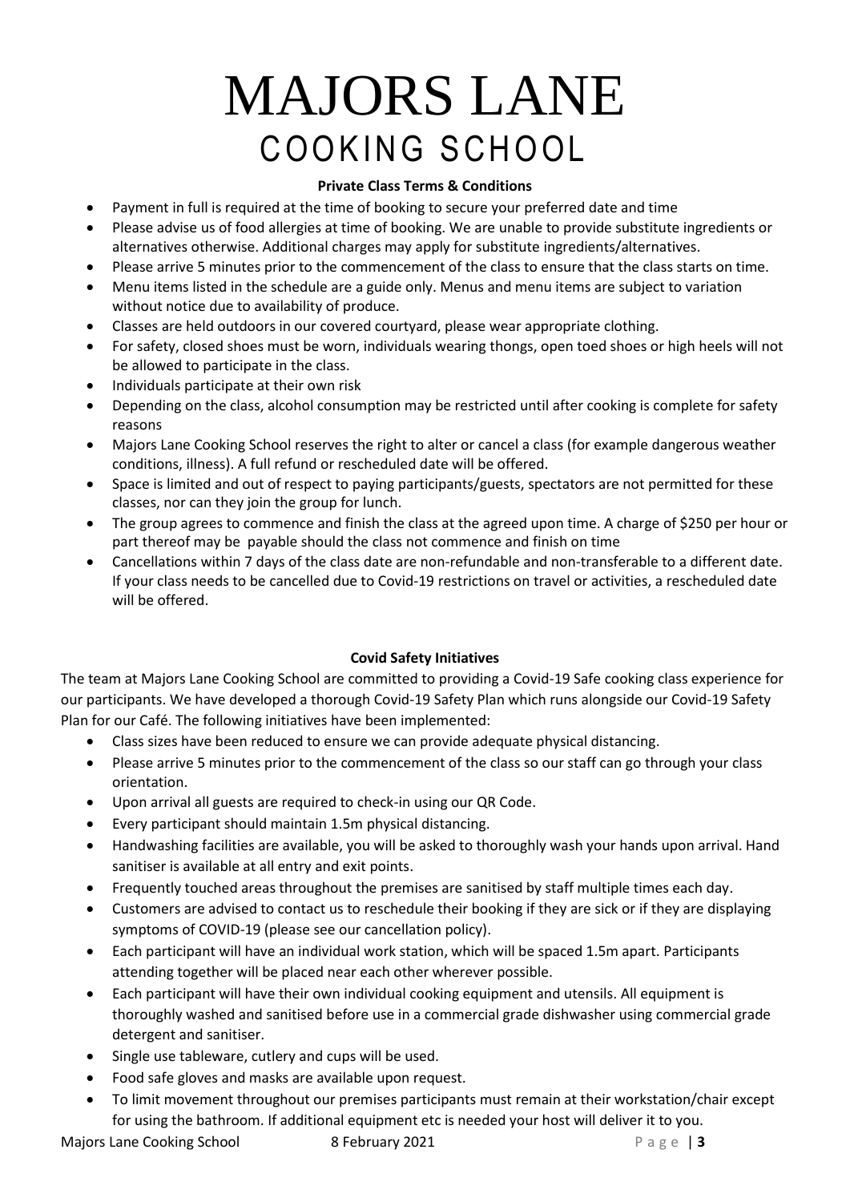# MAJORS LANE
## COOKING SCHOOL

**Private Class Terms & Conditions**

- Payment in full is required at the time of booking to secure your preferred date and time
- Please advise us of food allergies at time of booking. We are unable to provide substitute ingredients or alternatives otherwise. Additional charges may apply for substitute ingredients/alternatives.
- Please arrive 5 minutes prior to the commencement of the class to ensure that the class starts on time.
- Menu items listed in the schedule are a guide only. Menus and menu items are subject to variation without notice due to availability of produce.
- Classes are held outdoors in our covered courtyard, please wear appropriate clothing.
- For safety, closed shoes must be worn, individuals wearing thongs, open toed shoes or high heels will not be allowed to participate in the class.
- Individuals participate at their own risk
- Depending on the class, alcohol consumption may be restricted until after cooking is complete for safety reasons
- Majors Lane Cooking School reserves the right to alter or cancel a class (for example dangerous weather conditions, illness). A full refund or rescheduled date will be offered.
- Space is limited and out of respect to paying participants/guests, spectators are not permitted for these classes, nor can they join the group for lunch.
- The group agrees to commence and finish the class at the agreed upon time. A charge of $250 per hour or part thereof may be payable should the class not commence and finish on time
- Cancellations within 7 days of the class date are non-refundable and non-transferable to a different date. If your class needs to be cancelled due to Covid-19 restrictions on travel or activities, a rescheduled date will be offered.

**Covid Safety Initiatives**

The team at Majors Lane Cooking School are committed to providing a Covid-19 Safe cooking class experience for our participants. We have developed a thorough Covid-19 Safety Plan which runs alongside our Covid-19 Safety Plan for our Café. The following initiatives have been implemented:

- Class sizes have been reduced to ensure we can provide adequate physical distancing.
- Please arrive 5 minutes prior to the commencement of the class so our staff can go through your class orientation.
- Upon arrival all guests are required to check-in using our QR Code.
- Every participant should maintain 1.5m physical distancing.
- Handwashing facilities are available, you will be asked to thoroughly wash your hands upon arrival. Hand sanitiser is available at all entry and exit points.
- Frequently touched areas throughout the premises are sanitised by staff multiple times each day.
- Customers are advised to contact us to reschedule their booking if they are sick or if they are displaying symptoms of COVID-19 (please see our cancellation policy).
- Each participant will have an individual work station, which will be spaced 1.5m apart. Participants attending together will be placed near each other wherever possible.
- Each participant will have their own individual cooking equipment and utensils. All equipment is thoroughly washed and sanitised before use in a commercial grade dishwasher using commercial grade detergent and sanitiser.
- Single use tableware, cutlery and cups will be used.
- Food safe gloves and masks are available upon request.
- To limit movement throughout our premises participants must remain at their workstation/chair except for using the bathroom. If additional equipment etc is needed your host will deliver it to you.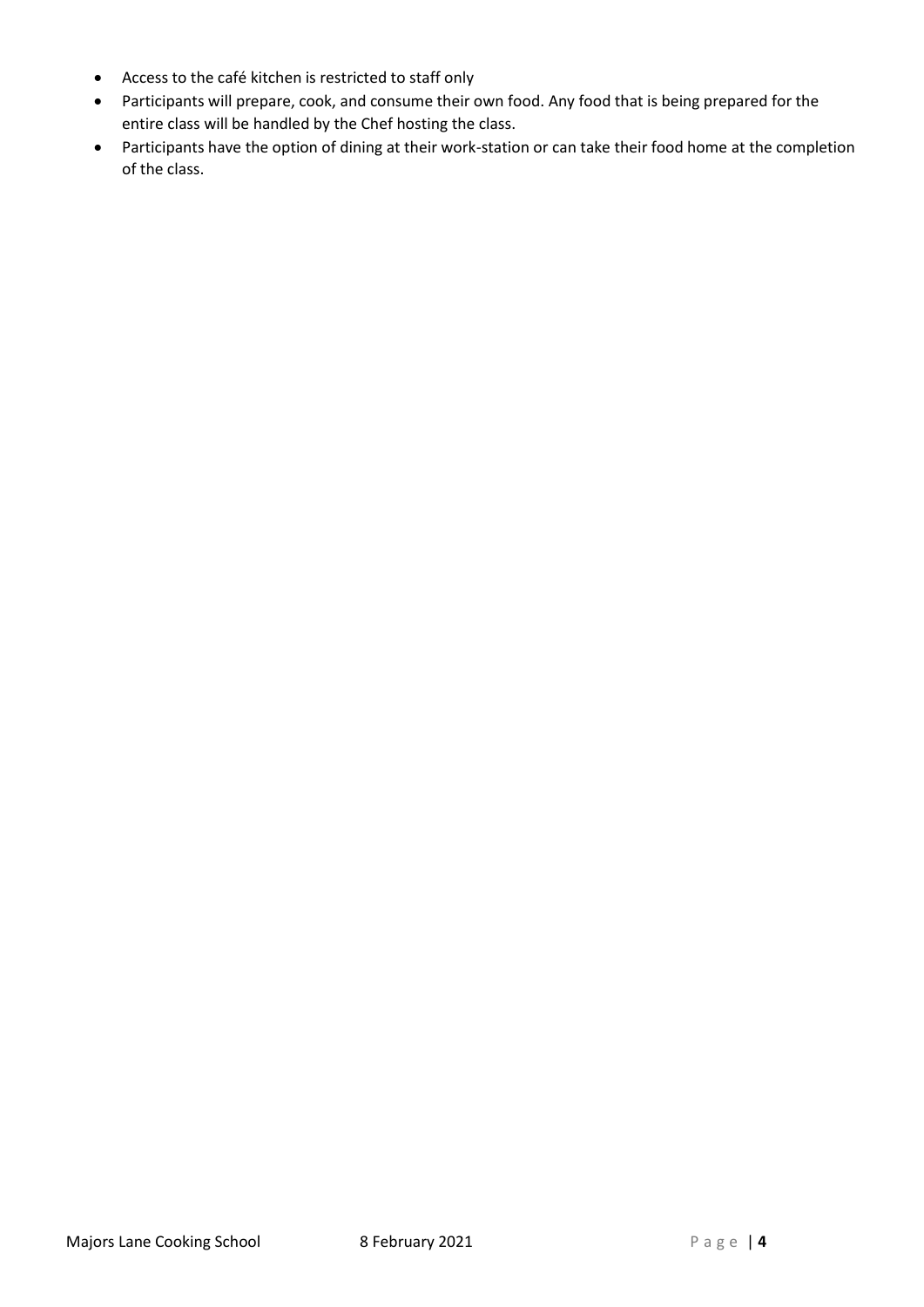- Access to the café kitchen is restricted to staff only
- Participants will prepare, cook, and consume their own food. Any food that is being prepared for the entire class will be handled by the Chef hosting the class.
- Participants have the option of dining at their work-station or can take their food home at the completion of the class.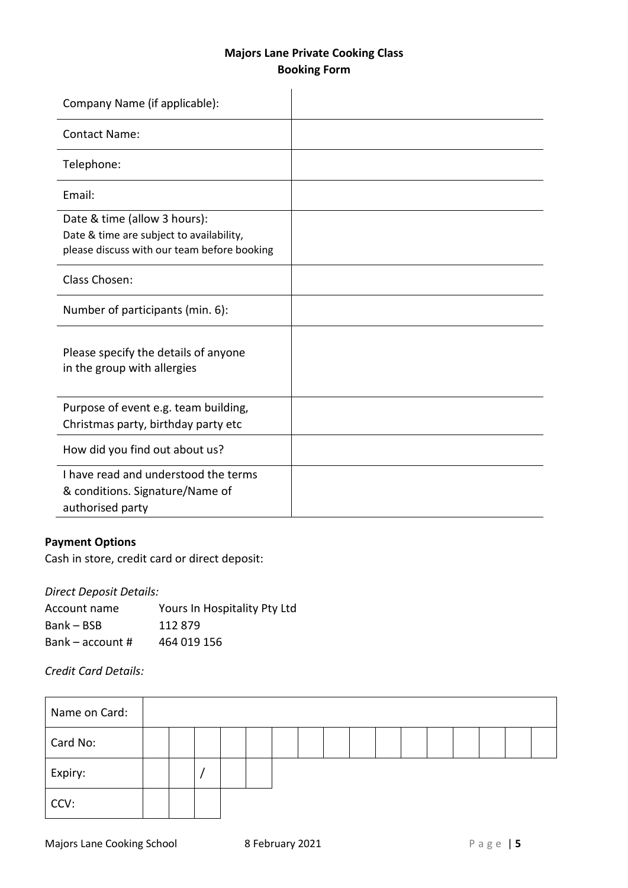**Majors Lane Private Cooking Class**
**Booking Form**

| | |
|---|---|
| Company Name (if applicable): | |
| Contact Name: | |
| Telephone: | |
| Email: | |
| Date & time (allow 3 hours): Date & time are subject to availability, please discuss with our team before booking | |
| Class Chosen: | |
| Number of participants (min. 6): | |
| Please specify the details of anyone in the group with allergies | |
| Purpose of event e.g. team building, Christmas party, birthday party etc | |
| How did you find out about us? | |
| I have read and understood the terms & conditions. Signature/Name of authorised party | |

**Payment Options**

Cash in store, credit card or direct deposit:

*Direct Deposit Details:*

| | |
|---|---|
| Account name | Yours In Hospitality Pty Ltd |
| Bank – BSB | 112 879 |
| Bank – account # | 464 019 156 |

*Credit Card Details:*

| | | | | | | | | | | | | | | | |
|---|---|---|---|---|---|---|---|---|---|---|---|---|---|---|---|
| Name on Card: | | | | | | | | | | | | | | | |
| Card No: | | | | | | | | | | | | | | | |
| Expiry: | | | / | | | | | | | | | | | | |
| CCV: | | | | | | | | | | | | | | | |